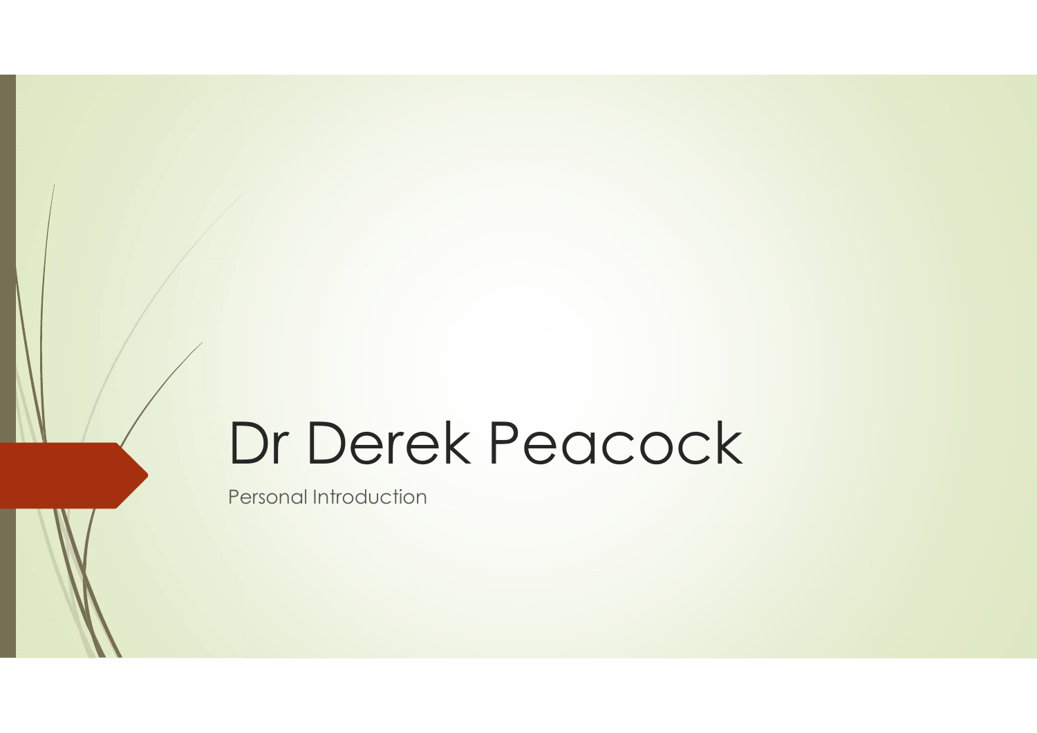# Dr Derek Peacock

Personal Introduction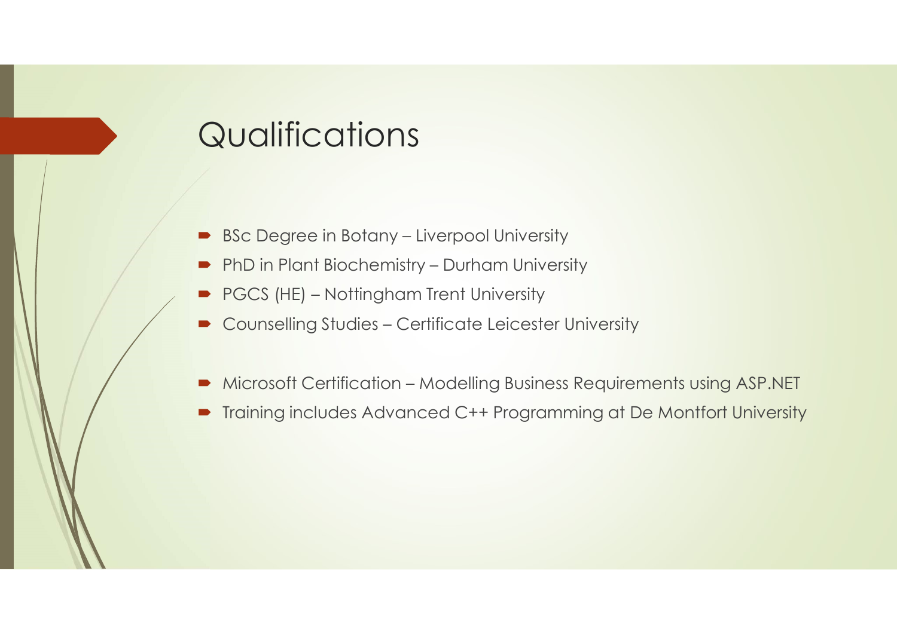# Qualifications

- BSc Degree in Botany – Liverpool University
- PhD in Plant Biochemistry – Durham University
- PGCS (HE) – Nottingham Trent University
- Counselling Studies – Certificate Leicester University

- Microsoft Certification – Modelling Business Requirements using ASP.NET
- Training includes Advanced C++ Programming at De Montfort University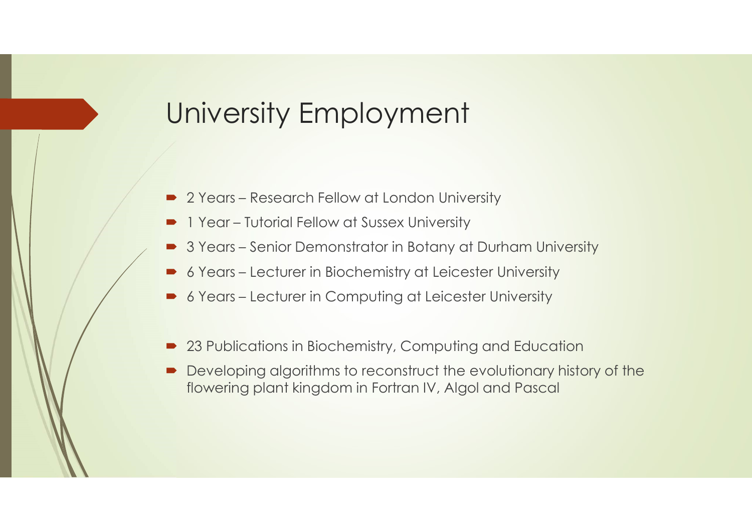# University Employment

- 2 Years – Research Fellow at London University
- 1 Year – Tutorial Fellow at Sussex University
- 3 Years – Senior Demonstrator in Botany at Durham University
- 6 Years – Lecturer in Biochemistry at Leicester University
- 6 Years – Lecturer in Computing at Leicester University

- 23 Publications in Biochemistry, Computing and Education
- Developing algorithms to reconstruct the evolutionary history of the flowering plant kingdom in Fortran IV, Algol and Pascal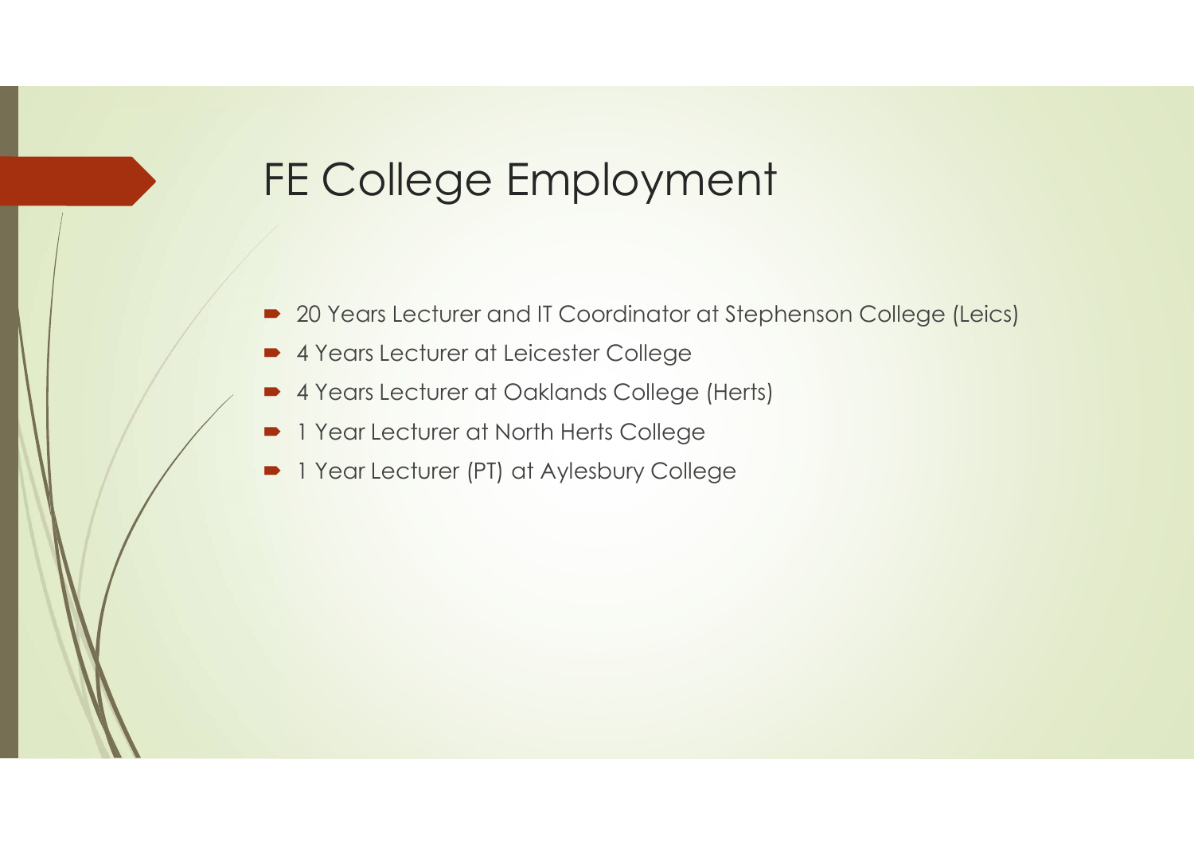# FE College Employment

- 20 Years Lecturer and IT Coordinator at Stephenson College (Leics)
- 4 Years Lecturer at Leicester College
- 4 Years Lecturer at Oaklands College (Herts)
- 1 Year Lecturer at North Herts College
- 1 Year Lecturer (PT) at Aylesbury College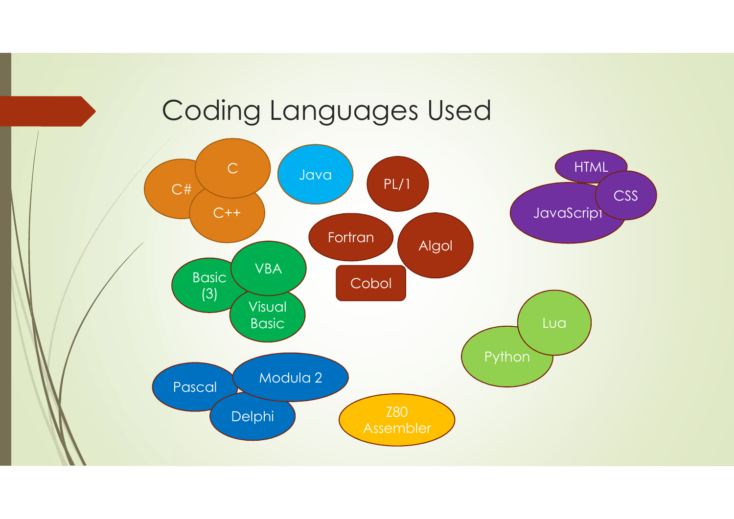# Coding Languages Used

- C#
- C
- C++
- Java
- PL/1
- Fortran
- Algol
- Cobol
- HTML
- CSS
- JavaScript
- Basic (3)
- VBA
- Visual Basic
- Lua
- Python
- Pascal
- Modula 2
- Delphi
- Z80 Assembler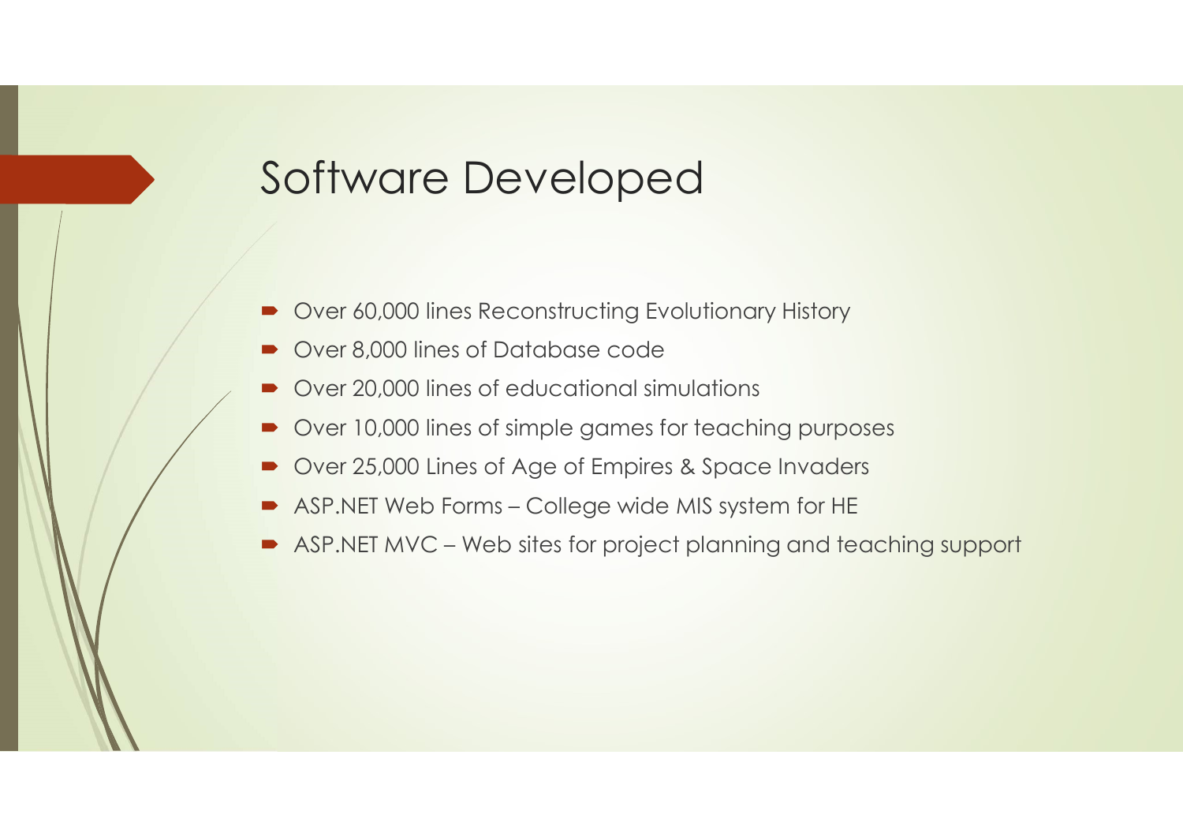# Software Developed

- Over 60,000 lines Reconstructing Evolutionary History
- Over 8,000 lines of Database code
- Over 20,000 lines of educational simulations
- Over 10,000 lines of simple games for teaching purposes
- Over 25,000 Lines of Age of Empires & Space Invaders
- ASP.NET Web Forms – College wide MIS system for HE
- ASP.NET MVC – Web sites for project planning and teaching support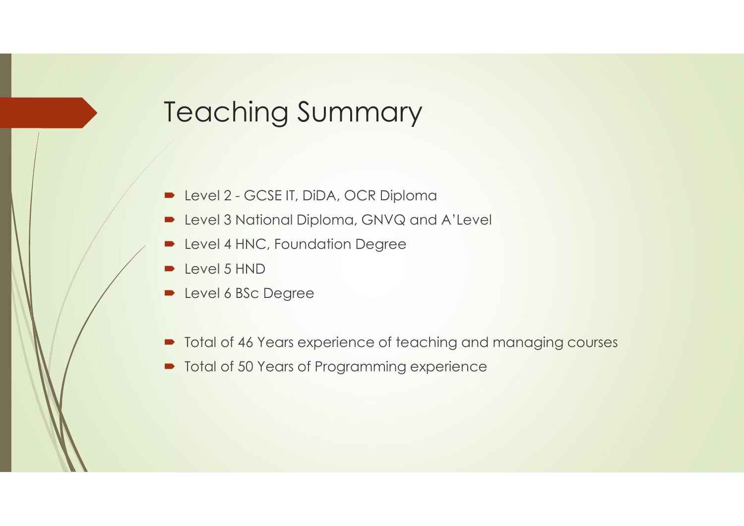# Teaching Summary

- Level 2 - GCSE IT, DiDA, OCR Diploma
- Level 3 National Diploma, GNVQ and A'Level
- Level 4 HNC, Foundation Degree
- Level 5 HND
- Level 6 BSc Degree

- Total of 46 Years experience of teaching and managing courses
- Total of 50 Years of Programming experience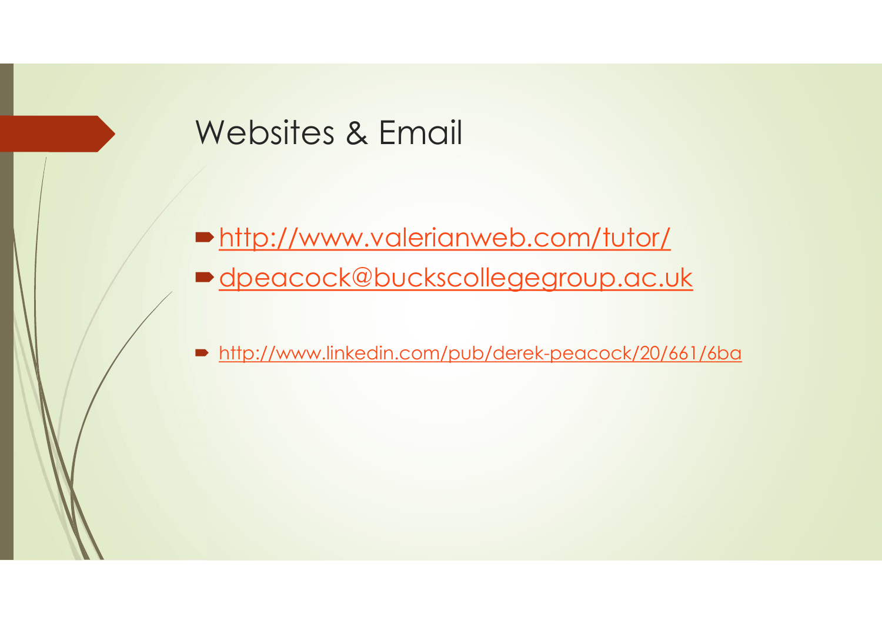## Websites & Email

- http://www.valerianweb.com/tutor/
- dpeacock@buckscollegegroup.ac.uk

- http://www.linkedin.com/pub/derek-peacock/20/661/6ba